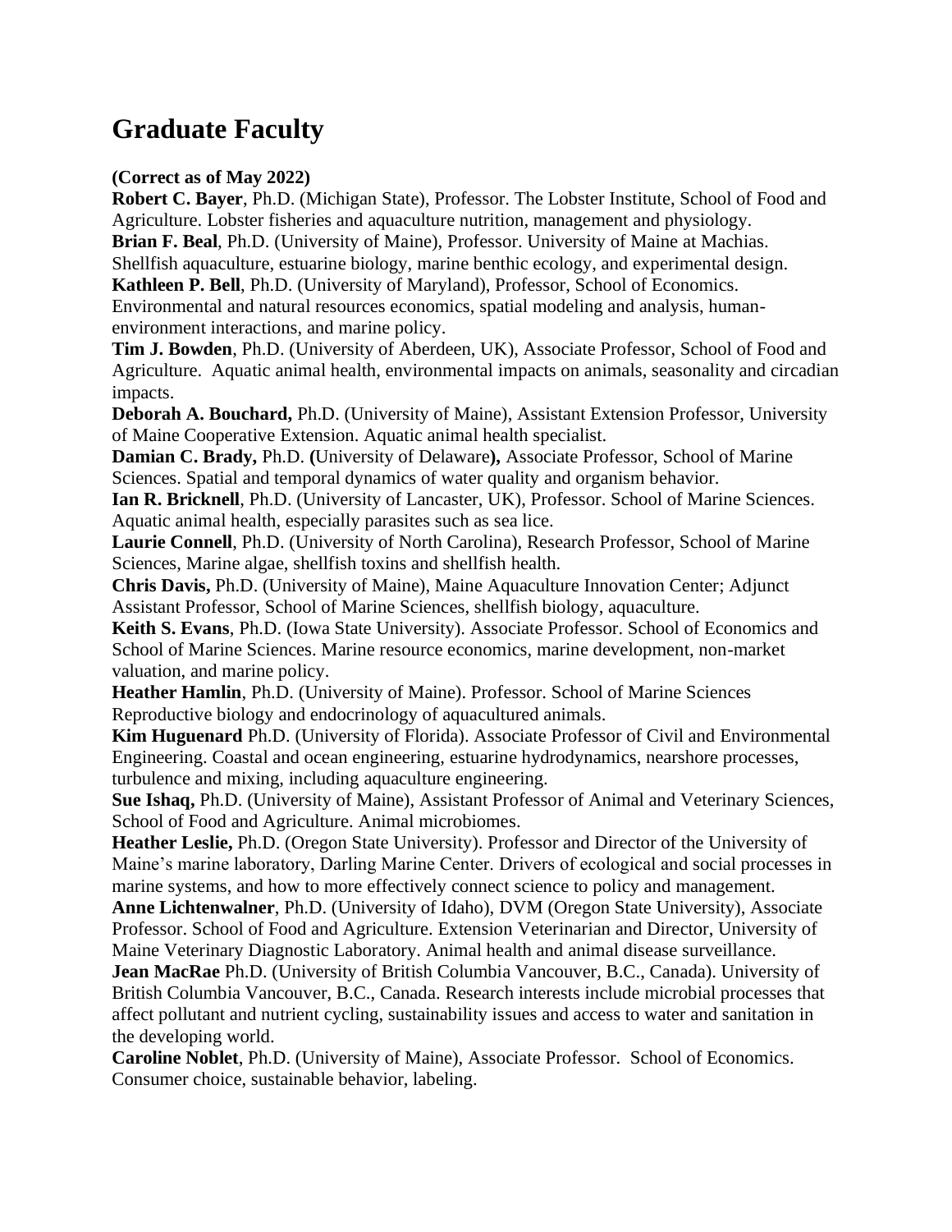# Graduate Faculty

**(Correct as of May 2022)**

**Robert C. Bayer**, Ph.D. (Michigan State), Professor. The Lobster Institute, School of Food and Agriculture. Lobster fisheries and aquaculture nutrition, management and physiology.

**Brian F. Beal**, Ph.D. (University of Maine), Professor. University of Maine at Machias. Shellfish aquaculture, estuarine biology, marine benthic ecology, and experimental design.

**Kathleen P. Bell**, Ph.D. (University of Maryland), Professor, School of Economics. Environmental and natural resources economics, spatial modeling and analysis, human-environment interactions, and marine policy.

**Tim J. Bowden**, Ph.D. (University of Aberdeen, UK), Associate Professor, School of Food and Agriculture. Aquatic animal health, environmental impacts on animals, seasonality and circadian impacts.

**Deborah A. Bouchard,** Ph.D. (University of Maine), Assistant Extension Professor, University of Maine Cooperative Extension. Aquatic animal health specialist.

**Damian C. Brady,** Ph.D. **(**University of Delaware**),** Associate Professor, School of Marine Sciences. Spatial and temporal dynamics of water quality and organism behavior.

**Ian R. Bricknell**, Ph.D. (University of Lancaster, UK), Professor. School of Marine Sciences. Aquatic animal health, especially parasites such as sea lice.

**Laurie Connell**, Ph.D. (University of North Carolina), Research Professor, School of Marine Sciences, Marine algae, shellfish toxins and shellfish health.

**Chris Davis,** Ph.D. (University of Maine), Maine Aquaculture Innovation Center; Adjunct Assistant Professor, School of Marine Sciences, shellfish biology, aquaculture.

**Keith S. Evans**, Ph.D. (Iowa State University). Associate Professor. School of Economics and School of Marine Sciences. Marine resource economics, marine development, non-market valuation, and marine policy.

**Heather Hamlin**, Ph.D. (University of Maine). Professor. School of Marine Sciences Reproductive biology and endocrinology of aquacultured animals.

**Kim Huguenard** Ph.D. (University of Florida). Associate Professor of Civil and Environmental Engineering. Coastal and ocean engineering, estuarine hydrodynamics, nearshore processes, turbulence and mixing, including aquaculture engineering.

**Sue Ishaq,** Ph.D. (University of Maine), Assistant Professor of Animal and Veterinary Sciences, School of Food and Agriculture. Animal microbiomes.

**Heather Leslie,** Ph.D. (Oregon State University). Professor and Director of the University of Maine's marine laboratory, Darling Marine Center. Drivers of ecological and social processes in marine systems, and how to more effectively connect science to policy and management.

**Anne Lichtenwalner**, Ph.D. (University of Idaho), DVM (Oregon State University), Associate Professor. School of Food and Agriculture. Extension Veterinarian and Director, University of Maine Veterinary Diagnostic Laboratory. Animal health and animal disease surveillance.

**Jean MacRae** Ph.D. (University of British Columbia Vancouver, B.C., Canada). University of British Columbia Vancouver, B.C., Canada. Research interests include microbial processes that affect pollutant and nutrient cycling, sustainability issues and access to water and sanitation in the developing world.

**Caroline Noblet**, Ph.D. (University of Maine), Associate Professor. School of Economics. Consumer choice, sustainable behavior, labeling.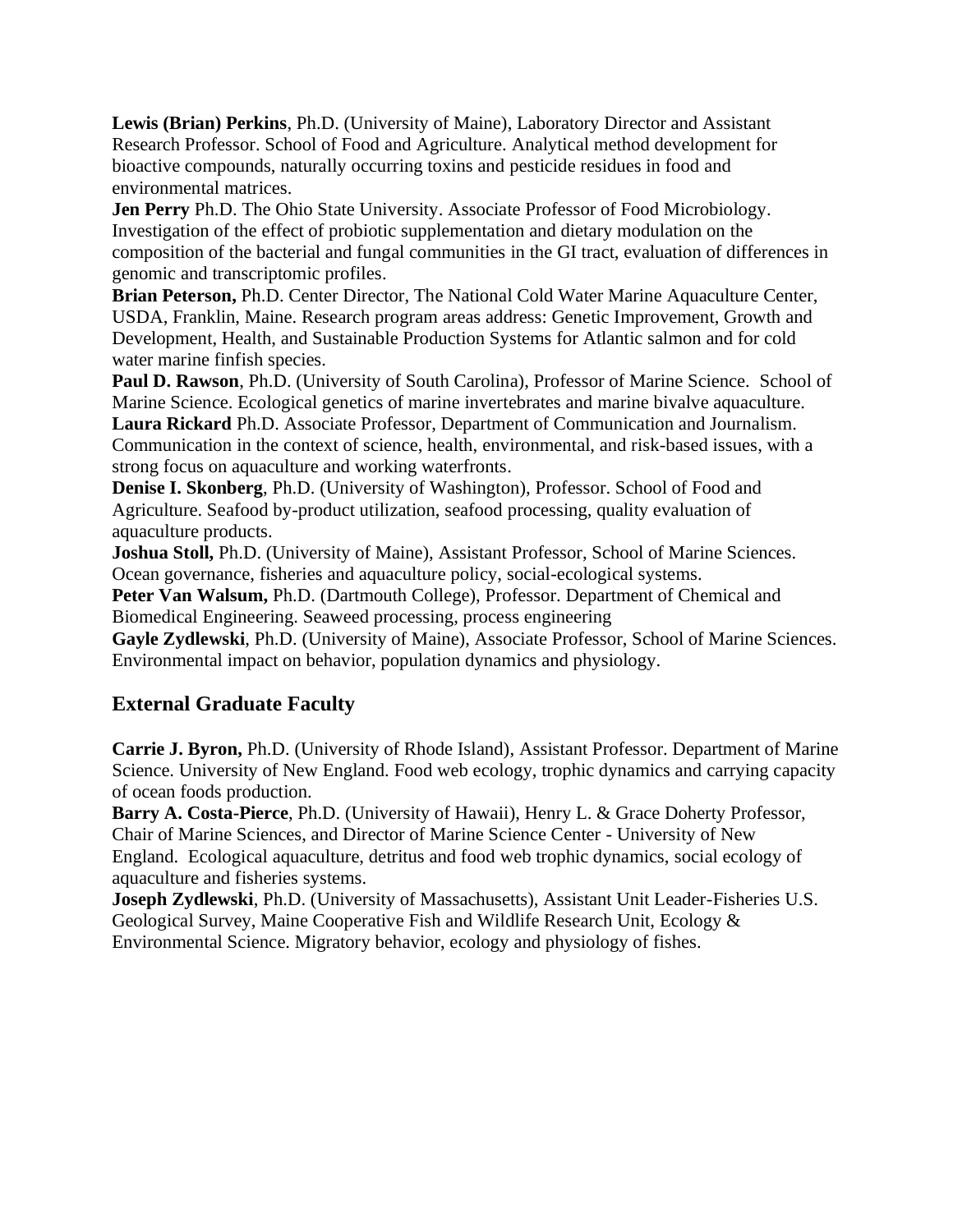**Lewis (Brian) Perkins**, Ph.D. (University of Maine), Laboratory Director and Assistant Research Professor. School of Food and Agriculture. Analytical method development for bioactive compounds, naturally occurring toxins and pesticide residues in food and environmental matrices.

**Jen Perry** Ph.D. The Ohio State University. Associate Professor of Food Microbiology. Investigation of the effect of probiotic supplementation and dietary modulation on the composition of the bacterial and fungal communities in the GI tract, evaluation of differences in genomic and transcriptomic profiles.

**Brian Peterson,** Ph.D. Center Director, The National Cold Water Marine Aquaculture Center, USDA, Franklin, Maine. Research program areas address: Genetic Improvement, Growth and Development, Health, and Sustainable Production Systems for Atlantic salmon and for cold water marine finfish species.

**Paul D. Rawson**, Ph.D. (University of South Carolina), Professor of Marine Science. School of Marine Science. Ecological genetics of marine invertebrates and marine bivalve aquaculture.

**Laura Rickard** Ph.D. Associate Professor, Department of Communication and Journalism. Communication in the context of science, health, environmental, and risk-based issues, with a strong focus on aquaculture and working waterfronts.

**Denise I. Skonberg**, Ph.D. (University of Washington), Professor. School of Food and Agriculture. Seafood by-product utilization, seafood processing, quality evaluation of aquaculture products.

**Joshua Stoll,** Ph.D. (University of Maine), Assistant Professor, School of Marine Sciences. Ocean governance, fisheries and aquaculture policy, social-ecological systems.

**Peter Van Walsum,** Ph.D. (Dartmouth College), Professor. Department of Chemical and Biomedical Engineering. Seaweed processing, process engineering

**Gayle Zydlewski**, Ph.D. (University of Maine), Associate Professor, School of Marine Sciences. Environmental impact on behavior, population dynamics and physiology.

## External Graduate Faculty

**Carrie J. Byron,** Ph.D. (University of Rhode Island), Assistant Professor. Department of Marine Science. University of New England. Food web ecology, trophic dynamics and carrying capacity of ocean foods production.

**Barry A. Costa-Pierce**, Ph.D. (University of Hawaii), Henry L. & Grace Doherty Professor, Chair of Marine Sciences, and Director of Marine Science Center - University of New England. Ecological aquaculture, detritus and food web trophic dynamics, social ecology of aquaculture and fisheries systems.

**Joseph Zydlewski**, Ph.D. (University of Massachusetts), Assistant Unit Leader-Fisheries U.S. Geological Survey, Maine Cooperative Fish and Wildlife Research Unit, Ecology & Environmental Science. Migratory behavior, ecology and physiology of fishes.